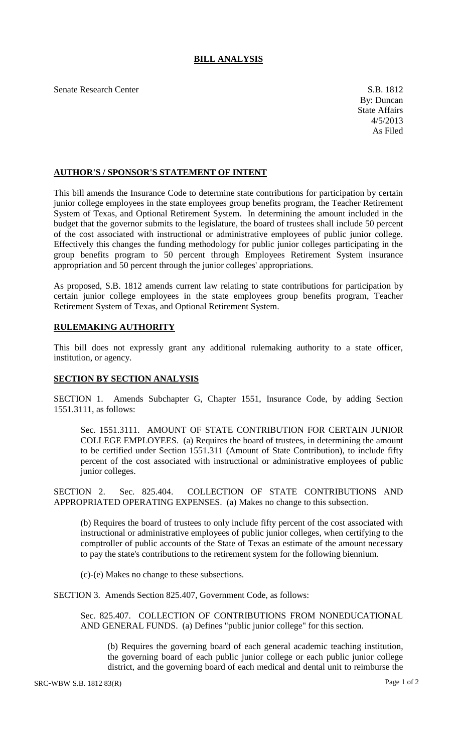# BILL ANALYSIS

Senate Research Center

S.B. 1812
By: Duncan
State Affairs
4/5/2013
As Filed

## AUTHOR'S / SPONSOR'S STATEMENT OF INTENT

This bill amends the Insurance Code to determine state contributions for participation by certain junior college employees in the state employees group benefits program, the Teacher Retirement System of Texas, and Optional Retirement System. In determining the amount included in the budget that the governor submits to the legislature, the board of trustees shall include 50 percent of the cost associated with instructional or administrative employees of public junior college. Effectively this changes the funding methodology for public junior colleges participating in the group benefits program to 50 percent through Employees Retirement System insurance appropriation and 50 percent through the junior colleges' appropriations.

As proposed, S.B. 1812 amends current law relating to state contributions for participation by certain junior college employees in the state employees group benefits program, Teacher Retirement System of Texas, and Optional Retirement System.

## RULEMAKING AUTHORITY

This bill does not expressly grant any additional rulemaking authority to a state officer, institution, or agency.

## SECTION BY SECTION ANALYSIS

SECTION 1. Amends Subchapter G, Chapter 1551, Insurance Code, by adding Section 1551.3111, as follows:

Sec. 1551.3111. AMOUNT OF STATE CONTRIBUTION FOR CERTAIN JUNIOR COLLEGE EMPLOYEES. (a) Requires the board of trustees, in determining the amount to be certified under Section 1551.311 (Amount of State Contribution), to include fifty percent of the cost associated with instructional or administrative employees of public junior colleges.

SECTION 2. Sec. 825.404. COLLECTION OF STATE CONTRIBUTIONS AND APPROPRIATED OPERATING EXPENSES. (a) Makes no change to this subsection.

(b) Requires the board of trustees to only include fifty percent of the cost associated with instructional or administrative employees of public junior colleges, when certifying to the comptroller of public accounts of the State of Texas an estimate of the amount necessary to pay the state's contributions to the retirement system for the following biennium.

(c)-(e) Makes no change to these subsections.

SECTION 3. Amends Section 825.407, Government Code, as follows:

Sec. 825.407. COLLECTION OF CONTRIBUTIONS FROM NONEDUCATIONAL AND GENERAL FUNDS. (a) Defines "public junior college" for this section.

(b) Requires the governing board of each general academic teaching institution, the governing board of each public junior college or each public junior college district, and the governing board of each medical and dental unit to reimburse the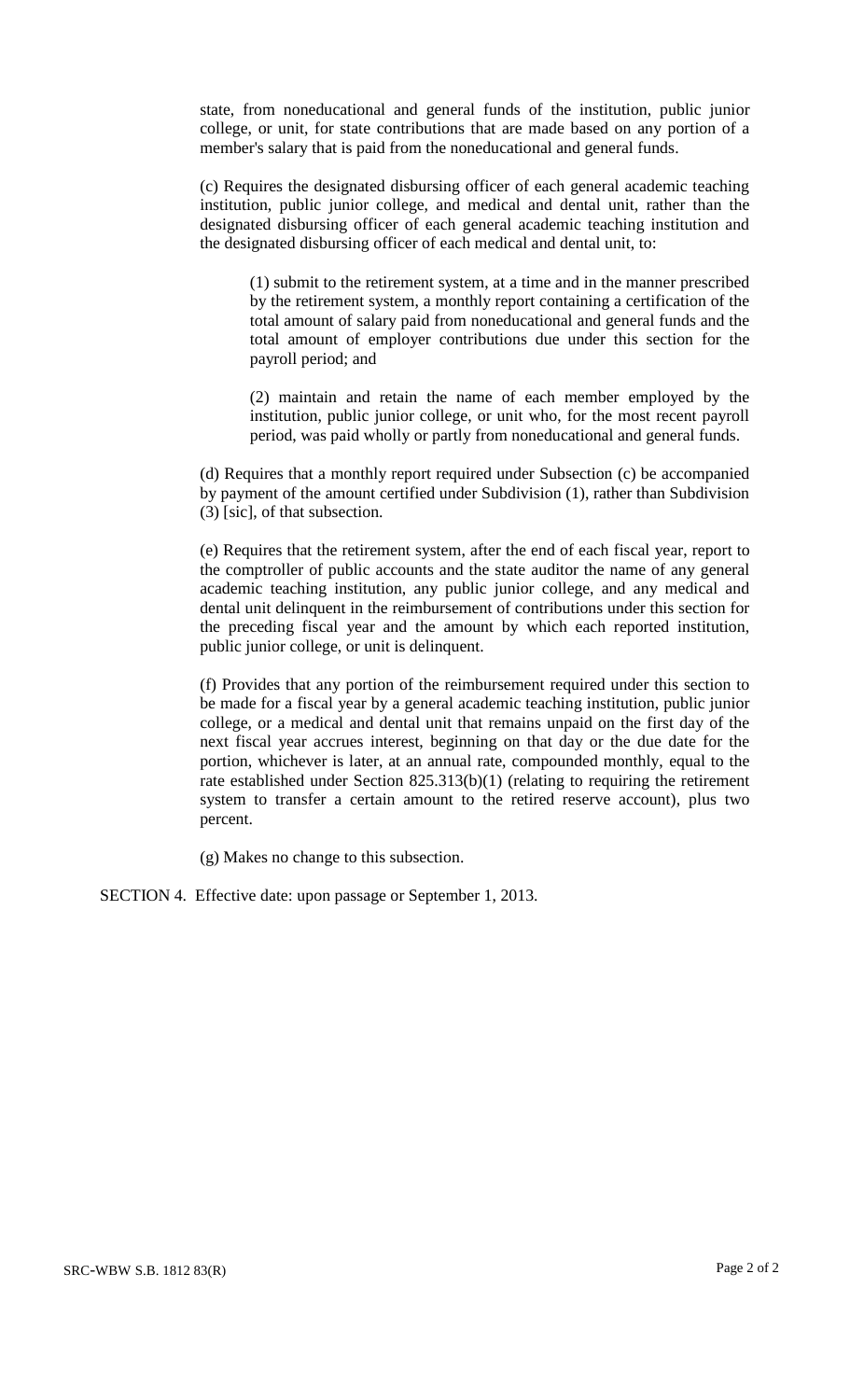state, from noneducational and general funds of the institution, public junior college, or unit, for state contributions that are made based on any portion of a member's salary that is paid from the noneducational and general funds.

(c) Requires the designated disbursing officer of each general academic teaching institution, public junior college, and medical and dental unit, rather than the designated disbursing officer of each general academic teaching institution and the designated disbursing officer of each medical and dental unit, to:

(1) submit to the retirement system, at a time and in the manner prescribed by the retirement system, a monthly report containing a certification of the total amount of salary paid from noneducational and general funds and the total amount of employer contributions due under this section for the payroll period; and

(2) maintain and retain the name of each member employed by the institution, public junior college, or unit who, for the most recent payroll period, was paid wholly or partly from noneducational and general funds.

(d) Requires that a monthly report required under Subsection (c) be accompanied by payment of the amount certified under Subdivision (1), rather than Subdivision (3) [sic], of that subsection.

(e) Requires that the retirement system, after the end of each fiscal year, report to the comptroller of public accounts and the state auditor the name of any general academic teaching institution, any public junior college, and any medical and dental unit delinquent in the reimbursement of contributions under this section for the preceding fiscal year and the amount by which each reported institution, public junior college, or unit is delinquent.

(f) Provides that any portion of the reimbursement required under this section to be made for a fiscal year by a general academic teaching institution, public junior college, or a medical and dental unit that remains unpaid on the first day of the next fiscal year accrues interest, beginning on that day or the due date for the portion, whichever is later, at an annual rate, compounded monthly, equal to the rate established under Section 825.313(b)(1) (relating to requiring the retirement system to transfer a certain amount to the retired reserve account), plus two percent.

(g) Makes no change to this subsection.

SECTION 4. Effective date: upon passage or September 1, 2013.